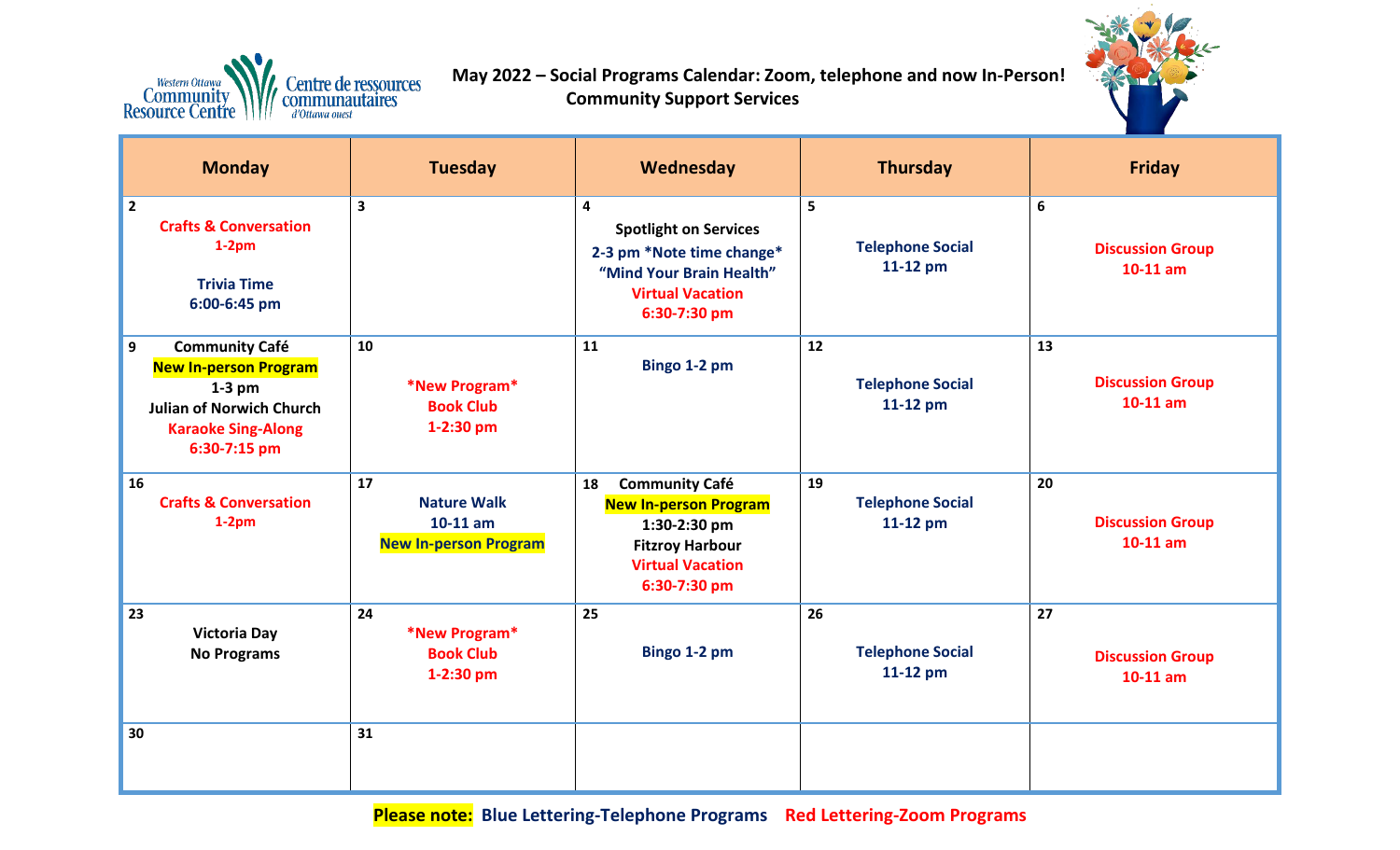Western Ottawa Community Resource Centre | Centre de ressources communautaires d'Ottawa ouest

# May 2022 – Social Programs Calendar: Zoom, telephone and now In-Person!

## Community Support Services

| Monday | Tuesday | Wednesday | Thursday | Friday |
|---|---|---|---|---|
| **2** Crafts & Conversation 1-2pm<br><br>Trivia Time 6:00-6:45 pm | **3** | **4** Spotlight on Services 2-3 pm *Note time change* "Mind Your Brain Health"<br>Virtual Vacation 6:30-7:30 pm | **5** Telephone Social 11-12 pm | **6** Discussion Group 10-11 am |
| **9** Community Café **New In-person Program** 1-3 pm Julian of Norwich Church<br>Karaoke Sing-Along 6:30-7:15 pm | **10** *New Program* Book Club 1-2:30 pm | **11** Bingo 1-2 pm | **12** Telephone Social 11-12 pm | **13** Discussion Group 10-11 am |
| **16** Crafts & Conversation 1-2pm | **17** Nature Walk 10-11 am **New In-person Program** | **18** Community Café **New In-person Program** 1:30-2:30 pm Fitzroy Harbour<br>Virtual Vacation 6:30-7:30 pm | **19** Telephone Social 11-12 pm | **20** Discussion Group 10-11 am |
| **23** Victoria Day No Programs | **24** *New Program* Book Club 1-2:30 pm | **25** Bingo 1-2 pm | **26** Telephone Social 11-12 pm | **27** Discussion Group 10-11 am |
| **30** | **31** | | | |

**Please note:** Blue Lettering-Telephone Programs Red Lettering-Zoom Programs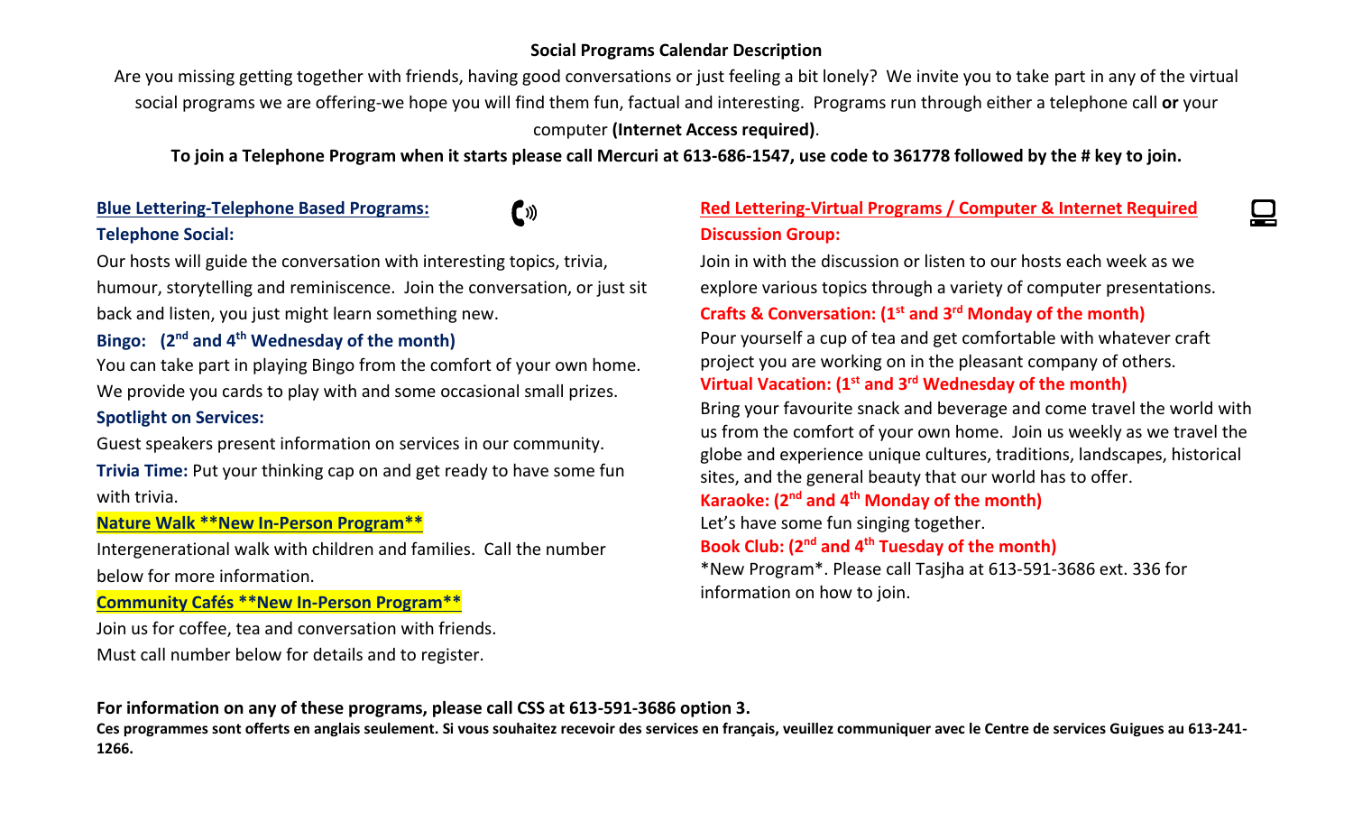## Social Programs Calendar Description

Are you missing getting together with friends, having good conversations or just feeling a bit lonely? We invite you to take part in any of the virtual social programs we are offering-we hope you will find them fun, factual and interesting. Programs run through either a telephone call **or** your computer **(Internet Access required)**.

**To join a Telephone Program when it starts please call Mercuri at 613-686-1547, use code to 361778 followed by the # key to join.**

### Blue Lettering-Telephone Based Programs:

**Telephone Social:**

Our hosts will guide the conversation with interesting topics, trivia, humour, storytelling and reminiscence. Join the conversation, or just sit back and listen, you just might learn something new.

**Bingo: (2nd and 4th Wednesday of the month)**

You can take part in playing Bingo from the comfort of your own home. We provide you cards to play with and some occasional small prizes.

**Spotlight on Services:**

Guest speakers present information on services in our community.

**Trivia Time:** Put your thinking cap on and get ready to have some fun with trivia.

**Nature Walk \*\*New In-Person Program\*\***

Intergenerational walk with children and families. Call the number below for more information.

**Community Cafés \*\*New In-Person Program\*\***

Join us for coffee, tea and conversation with friends.
Must call number below for details and to register.

### Red Lettering-Virtual Programs / Computer & Internet Required

**Discussion Group:**

Join in with the discussion or listen to our hosts each week as we explore various topics through a variety of computer presentations.

**Crafts & Conversation: (1st and 3rd Monday of the month)**

Pour yourself a cup of tea and get comfortable with whatever craft project you are working on in the pleasant company of others.

**Virtual Vacation: (1st and 3rd Wednesday of the month)**

Bring your favourite snack and beverage and come travel the world with us from the comfort of your own home. Join us weekly as we travel the globe and experience unique cultures, traditions, landscapes, historical sites, and the general beauty that our world has to offer.

**Karaoke: (2nd and 4th Monday of the month)**

Let's have some fun singing together.

**Book Club: (2nd and 4th Tuesday of the month)**

*New Program*. Please call Tasjha at 613-591-3686 ext. 336 for information on how to join.

**For information on any of these programs, please call CSS at 613-591-3686 option 3.**

**Ces programmes sont offerts en anglais seulement. Si vous souhaitez recevoir des services en français, veuillez communiquer avec le Centre de services Guigues au 613-241-1266.**